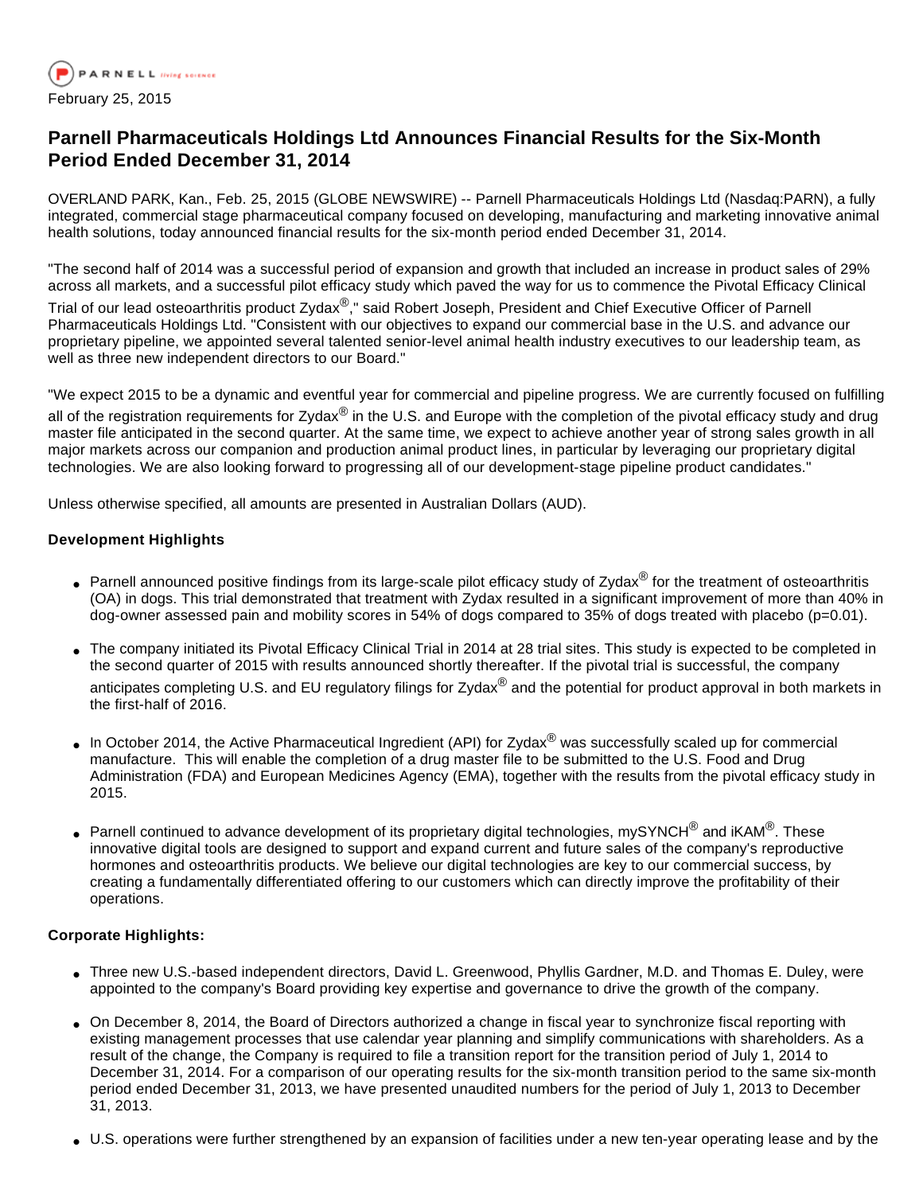February 25, 2015

# Parnell Pharmaceuticals Holdings Ltd Announces Financial Results for the Six-Month Period Ended December 31, 2014

OVERLAND PARK, Kan., Feb. 25, 2015 (GLOBE NEWSWIRE) -- Parnell Pharmaceuticals Holdings Ltd (Nasdaq:PARN), a fully integrated, commercial stage pharmaceutical company focused on developing, manufacturing and marketing innovative animal health solutions, today announced financial results for the six-month period ended December 31, 2014.

"The second half of 2014 was a successful period of expansion and growth that included an increase in product sales of 29% across all markets, and a successful pilot efficacy study which paved the way for us to commence the Pivotal Efficacy Clinical Trial of our lead osteoarthritis product Zydax®," said Robert Joseph, President and Chief Executive Officer of Parnell Pharmaceuticals Holdings Ltd. "Consistent with our objectives to expand our commercial base in the U.S. and advance our proprietary pipeline, we appointed several talented senior-level animal health industry executives to our leadership team, as well as three new independent directors to our Board."

"We expect 2015 to be a dynamic and eventful year for commercial and pipeline progress. We are currently focused on fulfilling all of the registration requirements for Zydax® in the U.S. and Europe with the completion of the pivotal efficacy study and drug master file anticipated in the second quarter. At the same time, we expect to achieve another year of strong sales growth in all major markets across our companion and production animal product lines, in particular by leveraging our proprietary digital technologies. We are also looking forward to progressing all of our development-stage pipeline product candidates."

Unless otherwise specified, all amounts are presented in Australian Dollars (AUD).

**Development Highlights**

- Parnell announced positive findings from its large-scale pilot efficacy study of Zydax® for the treatment of osteoarthritis (OA) in dogs. This trial demonstrated that treatment with Zydax resulted in a significant improvement of more than 40% in dog-owner assessed pain and mobility scores in 54% of dogs compared to 35% of dogs treated with placebo ($p=0.01$).
- The company initiated its Pivotal Efficacy Clinical Trial in 2014 at 28 trial sites. This study is expected to be completed in the second quarter of 2015 with results announced shortly thereafter. If the pivotal trial is successful, the company anticipates completing U.S. and EU regulatory filings for Zydax® and the potential for product approval in both markets in the first-half of 2016.
- In October 2014, the Active Pharmaceutical Ingredient (API) for Zydax® was successfully scaled up for commercial manufacture. This will enable the completion of a drug master file to be submitted to the U.S. Food and Drug Administration (FDA) and European Medicines Agency (EMA), together with the results from the pivotal efficacy study in 2015.
- Parnell continued to advance development of its proprietary digital technologies, mySYNCH® and iKAM®. These innovative digital tools are designed to support and expand current and future sales of the company's reproductive hormones and osteoarthritis products. We believe our digital technologies are key to our commercial success, by creating a fundamentally differentiated offering to our customers which can directly improve the profitability of their operations.

**Corporate Highlights:**

- Three new U.S.-based independent directors, David L. Greenwood, Phyllis Gardner, M.D. and Thomas E. Duley, were appointed to the company's Board providing key expertise and governance to drive the growth of the company.
- On December 8, 2014, the Board of Directors authorized a change in fiscal year to synchronize fiscal reporting with existing management processes that use calendar year planning and simplify communications with shareholders. As a result of the change, the Company is required to file a transition report for the transition period of July 1, 2014 to December 31, 2014. For a comparison of our operating results for the six-month transition period to the same six-month period ended December 31, 2013, we have presented unaudited numbers for the period of July 1, 2013 to December 31, 2013.
- U.S. operations were further strengthened by an expansion of facilities under a new ten-year operating lease and by the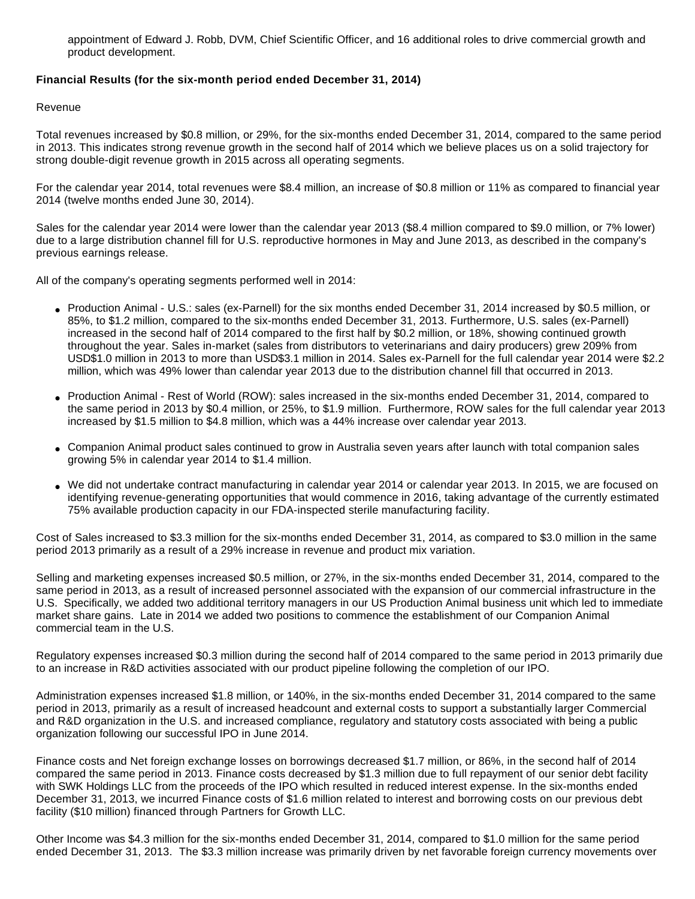appointment of Edward J. Robb, DVM, Chief Scientific Officer, and 16 additional roles to drive commercial growth and product development.

**Financial Results (for the six-month period ended December 31, 2014)**

Revenue

Total revenues increased by $0.8 million, or 29%, for the six-months ended December 31, 2014, compared to the same period in 2013. This indicates strong revenue growth in the second half of 2014 which we believe places us on a solid trajectory for strong double-digit revenue growth in 2015 across all operating segments.

For the calendar year 2014, total revenues were $8.4 million, an increase of $0.8 million or 11% as compared to financial year 2014 (twelve months ended June 30, 2014).

Sales for the calendar year 2014 were lower than the calendar year 2013 ($8.4 million compared to $9.0 million, or 7% lower) due to a large distribution channel fill for U.S. reproductive hormones in May and June 2013, as described in the company's previous earnings release.

All of the company's operating segments performed well in 2014:

- Production Animal - U.S.: sales (ex-Parnell) for the six months ended December 31, 2014 increased by $0.5 million, or 85%, to $1.2 million, compared to the six-months ended December 31, 2013. Furthermore, U.S. sales (ex-Parnell) increased in the second half of 2014 compared to the first half by $0.2 million, or 18%, showing continued growth throughout the year. Sales in-market (sales from distributors to veterinarians and dairy producers) grew 209% from USD$1.0 million in 2013 to more than USD$3.1 million in 2014. Sales ex-Parnell for the full calendar year 2014 were $2.2 million, which was 49% lower than calendar year 2013 due to the distribution channel fill that occurred in 2013.

- Production Animal - Rest of World (ROW): sales increased in the six-months ended December 31, 2014, compared to the same period in 2013 by $0.4 million, or 25%, to $1.9 million. Furthermore, ROW sales for the full calendar year 2013 increased by $1.5 million to $4.8 million, which was a 44% increase over calendar year 2013.

- Companion Animal product sales continued to grow in Australia seven years after launch with total companion sales growing 5% in calendar year 2014 to $1.4 million.

- We did not undertake contract manufacturing in calendar year 2014 or calendar year 2013. In 2015, we are focused on identifying revenue-generating opportunities that would commence in 2016, taking advantage of the currently estimated 75% available production capacity in our FDA-inspected sterile manufacturing facility.

Cost of Sales increased to $3.3 million for the six-months ended December 31, 2014, as compared to $3.0 million in the same period 2013 primarily as a result of a 29% increase in revenue and product mix variation.

Selling and marketing expenses increased $0.5 million, or 27%, in the six-months ended December 31, 2014, compared to the same period in 2013, as a result of increased personnel associated with the expansion of our commercial infrastructure in the U.S. Specifically, we added two additional territory managers in our US Production Animal business unit which led to immediate market share gains. Late in 2014 we added two positions to commence the establishment of our Companion Animal commercial team in the U.S.

Regulatory expenses increased $0.3 million during the second half of 2014 compared to the same period in 2013 primarily due to an increase in R&D activities associated with our product pipeline following the completion of our IPO.

Administration expenses increased $1.8 million, or 140%, in the six-months ended December 31, 2014 compared to the same period in 2013, primarily as a result of increased headcount and external costs to support a substantially larger Commercial and R&D organization in the U.S. and increased compliance, regulatory and statutory costs associated with being a public organization following our successful IPO in June 2014.

Finance costs and Net foreign exchange losses on borrowings decreased $1.7 million, or 86%, in the second half of 2014 compared the same period in 2013. Finance costs decreased by $1.3 million due to full repayment of our senior debt facility with SWK Holdings LLC from the proceeds of the IPO which resulted in reduced interest expense. In the six-months ended December 31, 2013, we incurred Finance costs of $1.6 million related to interest and borrowing costs on our previous debt facility ($10 million) financed through Partners for Growth LLC.

Other Income was $4.3 million for the six-months ended December 31, 2014, compared to $1.0 million for the same period ended December 31, 2013. The $3.3 million increase was primarily driven by net favorable foreign currency movements over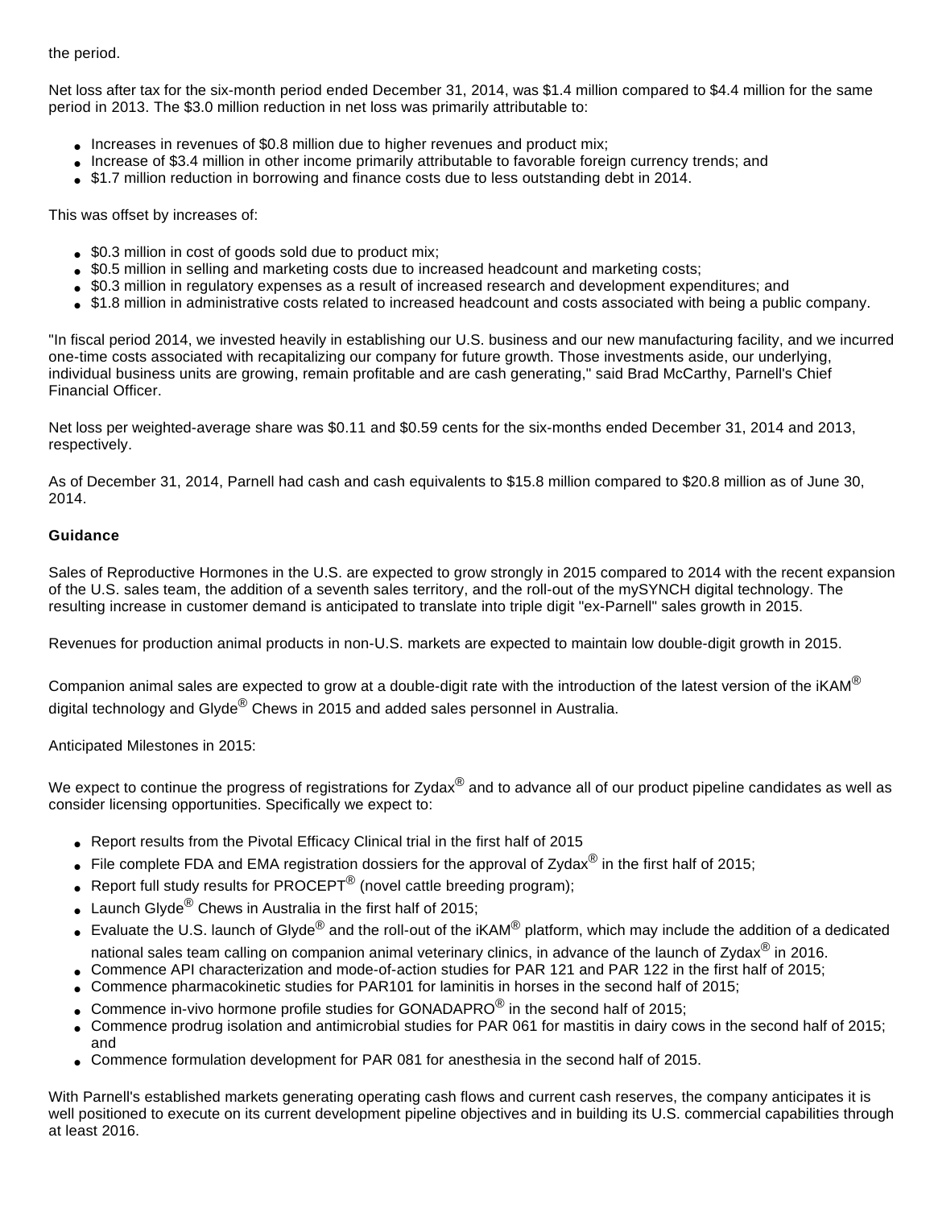the period.

Net loss after tax for the six-month period ended December 31, 2014, was $1.4 million compared to $4.4 million for the same period in 2013. The $3.0 million reduction in net loss was primarily attributable to:

- Increases in revenues of $0.8 million due to higher revenues and product mix;
- Increase of $3.4 million in other income primarily attributable to favorable foreign currency trends; and
- $1.7 million reduction in borrowing and finance costs due to less outstanding debt in 2014.

This was offset by increases of:

- $0.3 million in cost of goods sold due to product mix;
- $0.5 million in selling and marketing costs due to increased headcount and marketing costs;
- $0.3 million in regulatory expenses as a result of increased research and development expenditures; and
- $1.8 million in administrative costs related to increased headcount and costs associated with being a public company.

"In fiscal period 2014, we invested heavily in establishing our U.S. business and our new manufacturing facility, and we incurred one-time costs associated with recapitalizing our company for future growth. Those investments aside, our underlying, individual business units are growing, remain profitable and are cash generating," said Brad McCarthy, Parnell's Chief Financial Officer.

Net loss per weighted-average share was $0.11 and $0.59 cents for the six-months ended December 31, 2014 and 2013, respectively.

As of December 31, 2014, Parnell had cash and cash equivalents to $15.8 million compared to $20.8 million as of June 30, 2014.

**Guidance**

Sales of Reproductive Hormones in the U.S. are expected to grow strongly in 2015 compared to 2014 with the recent expansion of the U.S. sales team, the addition of a seventh sales territory, and the roll-out of the mySYNCH digital technology. The resulting increase in customer demand is anticipated to translate into triple digit "ex-Parnell" sales growth in 2015.

Revenues for production animal products in non-U.S. markets are expected to maintain low double-digit growth in 2015.

Companion animal sales are expected to grow at a double-digit rate with the introduction of the latest version of the iKAM® digital technology and Glyde® Chews in 2015 and added sales personnel in Australia.

Anticipated Milestones in 2015:

We expect to continue the progress of registrations for Zydax® and to advance all of our product pipeline candidates as well as consider licensing opportunities. Specifically we expect to:

- Report results from the Pivotal Efficacy Clinical trial in the first half of 2015
- File complete FDA and EMA registration dossiers for the approval of Zydax® in the first half of 2015;
- Report full study results for PROCEPT® (novel cattle breeding program);
- Launch Glyde® Chews in Australia in the first half of 2015;
- Evaluate the U.S. launch of Glyde® and the roll-out of the iKAM® platform, which may include the addition of a dedicated national sales team calling on companion animal veterinary clinics, in advance of the launch of Zydax® in 2016.
- Commence API characterization and mode-of-action studies for PAR 121 and PAR 122 in the first half of 2015;
- Commence pharmacokinetic studies for PAR101 for laminitis in horses in the second half of 2015;
- Commence in-vivo hormone profile studies for GONADAPRO® in the second half of 2015;
- Commence prodrug isolation and antimicrobial studies for PAR 061 for mastitis in dairy cows in the second half of 2015; and
- Commence formulation development for PAR 081 for anesthesia in the second half of 2015.

With Parnell's established markets generating operating cash flows and current cash reserves, the company anticipates it is well positioned to execute on its current development pipeline objectives and in building its U.S. commercial capabilities through at least 2016.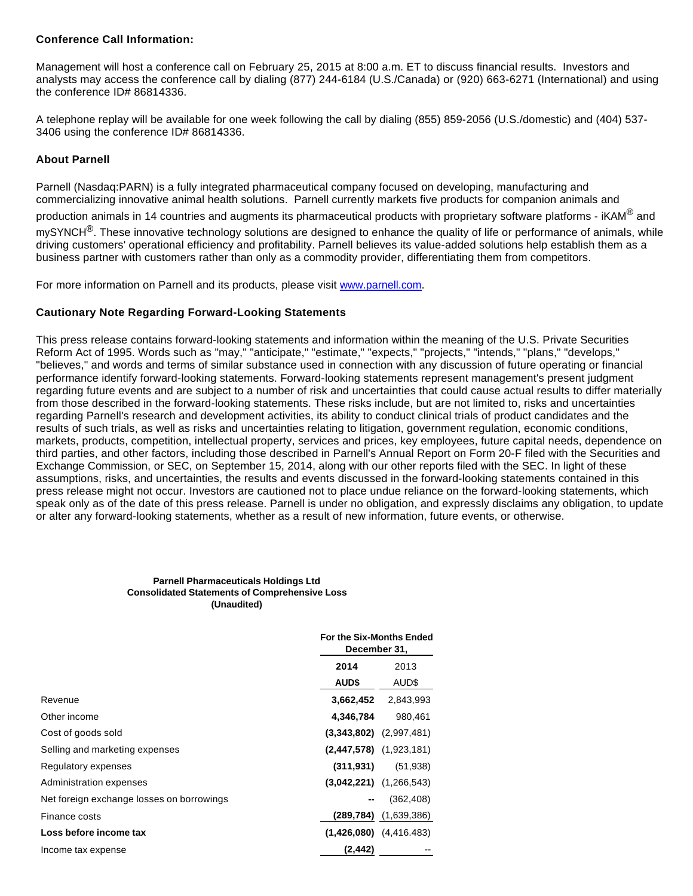**Conference Call Information:**

Management will host a conference call on February 25, 2015 at 8:00 a.m. ET to discuss financial results. Investors and analysts may access the conference call by dialing (877) 244-6184 (U.S./Canada) or (920) 663-6271 (International) and using the conference ID# 86814336.

A telephone replay will be available for one week following the call by dialing (855) 859-2056 (U.S./domestic) and (404) 537-3406 using the conference ID# 86814336.

**About Parnell**

Parnell (Nasdaq:PARN) is a fully integrated pharmaceutical company focused on developing, manufacturing and commercializing innovative animal health solutions. Parnell currently markets five products for companion animals and production animals in 14 countries and augments its pharmaceutical products with proprietary software platforms - iKAM® and mySYNCH®. These innovative technology solutions are designed to enhance the quality of life or performance of animals, while driving customers' operational efficiency and profitability. Parnell believes its value-added solutions help establish them as a business partner with customers rather than only as a commodity provider, differentiating them from competitors.

For more information on Parnell and its products, please visit www.parnell.com.

**Cautionary Note Regarding Forward-Looking Statements**

This press release contains forward-looking statements and information within the meaning of the U.S. Private Securities Reform Act of 1995. Words such as "may," "anticipate," "estimate," "expects," "projects," "intends," "plans," "develops," "believes," and words and terms of similar substance used in connection with any discussion of future operating or financial performance identify forward-looking statements. Forward-looking statements represent management's present judgment regarding future events and are subject to a number of risk and uncertainties that could cause actual results to differ materially from those described in the forward-looking statements. These risks include, but are not limited to, risks and uncertainties regarding Parnell's research and development activities, its ability to conduct clinical trials of product candidates and the results of such trials, as well as risks and uncertainties relating to litigation, government regulation, economic conditions, markets, products, competition, intellectual property, services and prices, key employees, future capital needs, dependence on third parties, and other factors, including those described in Parnell's Annual Report on Form 20-F filed with the Securities and Exchange Commission, or SEC, on September 15, 2014, along with our other reports filed with the SEC. In light of these assumptions, risks, and uncertainties, the results and events discussed in the forward-looking statements contained in this press release might not occur. Investors are cautioned not to place undue reliance on the forward-looking statements, which speak only as of the date of this press release. Parnell is under no obligation, and expressly disclaims any obligation, to update or alter any forward-looking statements, whether as a result of new information, future events, or otherwise.

**Parnell Pharmaceuticals Holdings Ltd**
**Consolidated Statements of Comprehensive Loss**
**(Unaudited)**

| | For the Six-Months Ended December 31, | |
|---|---|---|
| | **2014** | 2013 |
| | **AUD$** | AUD$ |
| Revenue | **3,662,452** | 2,843,993 |
| Other income | **4,346,784** | 980,461 |
| Cost of goods sold | **(3,343,802)** | (2,997,481) |
| Selling and marketing expenses | **(2,447,578)** | (1,923,181) |
| Regulatory expenses | **(311,931)** | (51,938) |
| Administration expenses | **(3,042,221)** | (1,266,543) |
| Net foreign exchange losses on borrowings | **--** | (362,408) |
| Finance costs | **(289,784)** | (1,639,386) |
| **Loss before income tax** | **(1,426,080)** | (4,416.483) |
| Income tax expense | **(2,442)** | -- |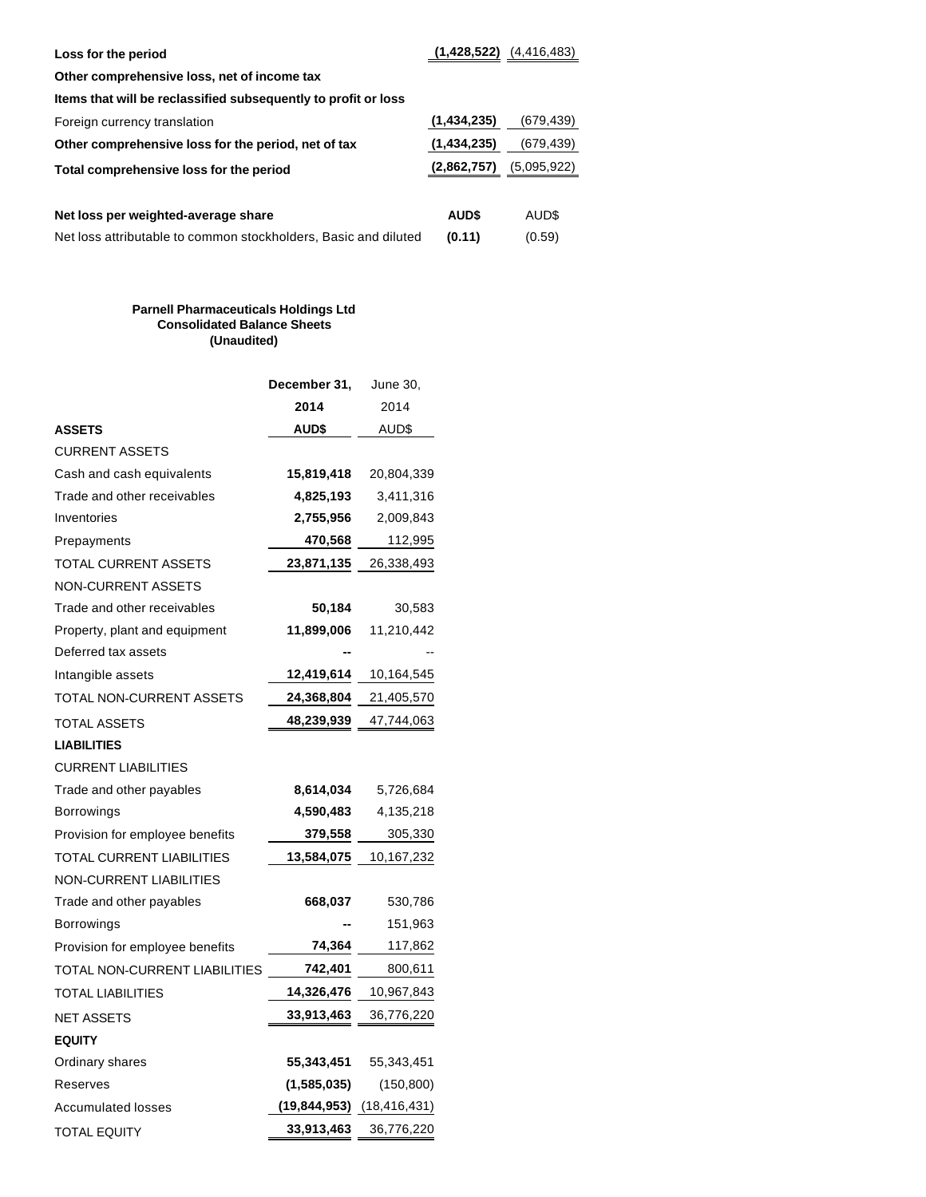| | | |
|---|---|---|
| **Loss for the period** | **(1,428,522)** | (4,416,483) |
| **Other comprehensive loss, net of income tax** | | |
| **Items that will be reclassified subsequently to profit or loss** | | |
| Foreign currency translation | **(1,434,235)** | (679,439) |
| **Other comprehensive loss for the period, net of tax** | **(1,434,235)** | (679,439) |
| **Total comprehensive loss for the period** | **(2,862,757)** | (5,095,922) |
| | | |
| **Net loss per weighted-average share** | **AUD$** | AUD$ |
| Net loss attributable to common stockholders, Basic and diluted | **(0.11)** | (0.59) |

**Parnell Pharmaceuticals Holdings Ltd**
**Consolidated Balance Sheets**
**(Unaudited)**

| | **December 31, 2014** | June 30, 2014 |
|---|---|---|
| **ASSETS** | **AUD$** | AUD$ |
| CURRENT ASSETS | | |
| Cash and cash equivalents | **15,819,418** | 20,804,339 |
| Trade and other receivables | **4,825,193** | 3,411,316 |
| Inventories | **2,755,956** | 2,009,843 |
| Prepayments | **470,568** | 112,995 |
| TOTAL CURRENT ASSETS | **23,871,135** | 26,338,493 |
| NON-CURRENT ASSETS | | |
| Trade and other receivables | **50,184** | 30,583 |
| Property, plant and equipment | **11,899,006** | 11,210,442 |
| Deferred tax assets | **--** | -- |
| Intangible assets | **12,419,614** | 10,164,545 |
| TOTAL NON-CURRENT ASSETS | **24,368,804** | 21,405,570 |
| TOTAL ASSETS | **48,239,939** | 47,744,063 |
| **LIABILITIES** | | |
| CURRENT LIABILITIES | | |
| Trade and other payables | **8,614,034** | 5,726,684 |
| Borrowings | **4,590,483** | 4,135,218 |
| Provision for employee benefits | **379,558** | 305,330 |
| TOTAL CURRENT LIABILITIES | **13,584,075** | 10,167,232 |
| NON-CURRENT LIABILITIES | | |
| Trade and other payables | **668,037** | 530,786 |
| Borrowings | **--** | 151,963 |
| Provision for employee benefits | **74,364** | 117,862 |
| TOTAL NON-CURRENT LIABILITIES | **742,401** | 800,611 |
| TOTAL LIABILITIES | **14,326,476** | 10,967,843 |
| NET ASSETS | **33,913,463** | 36,776,220 |
| **EQUITY** | | |
| Ordinary shares | **55,343,451** | 55,343,451 |
| Reserves | **(1,585,035)** | (150,800) |
| Accumulated losses | **(19,844,953)** | (18,416,431) |
| TOTAL EQUITY | **33,913,463** | 36,776,220 |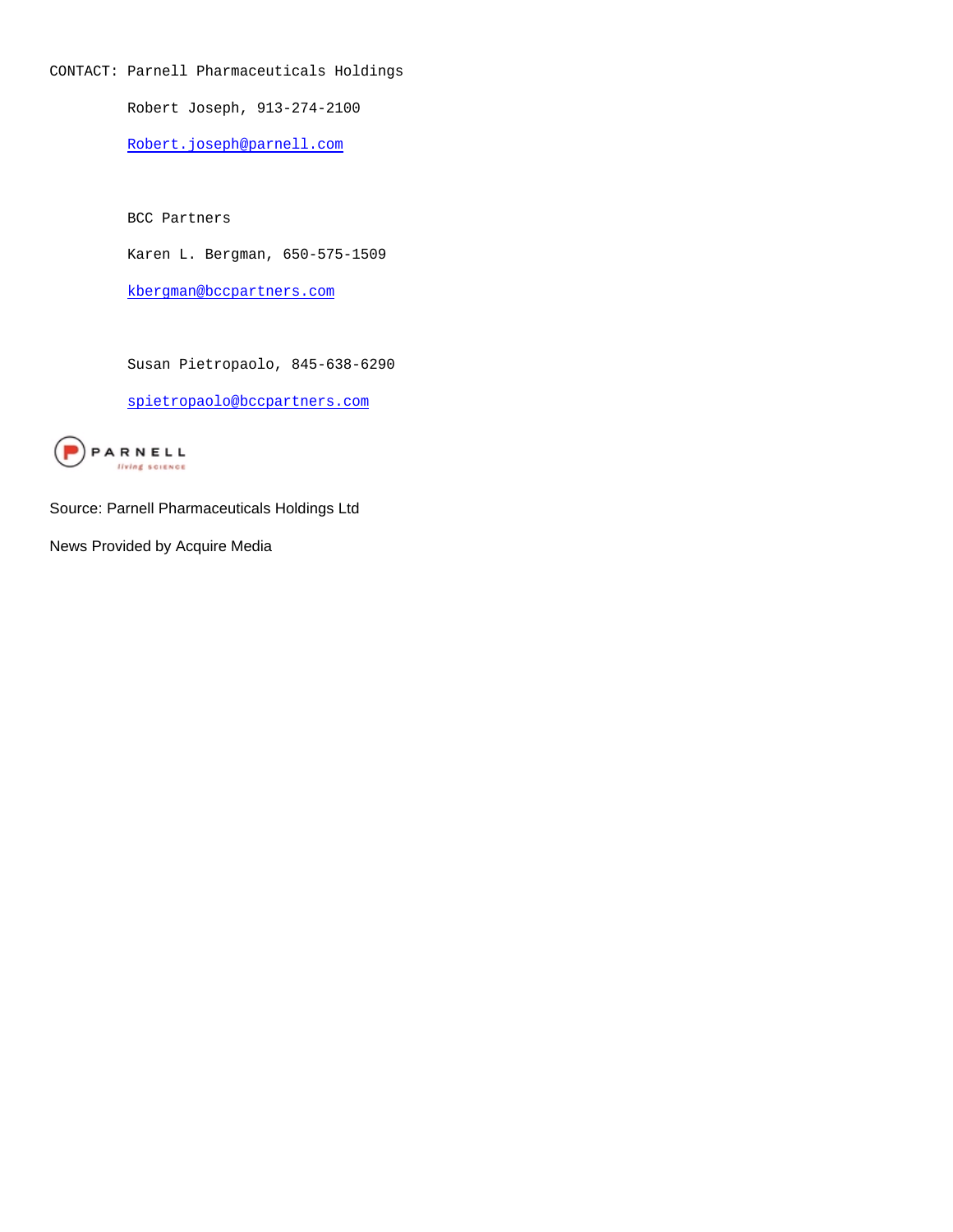CONTACT: Parnell Pharmaceuticals Holdings

Robert Joseph, 913-274-2100

Robert.joseph@parnell.com

BCC Partners

Karen L. Bergman, 650-575-1509

kbergman@bccpartners.com

Susan Pietropaolo, 845-638-6290

spietropaolo@bccpartners.com

Source: Parnell Pharmaceuticals Holdings Ltd

News Provided by Acquire Media